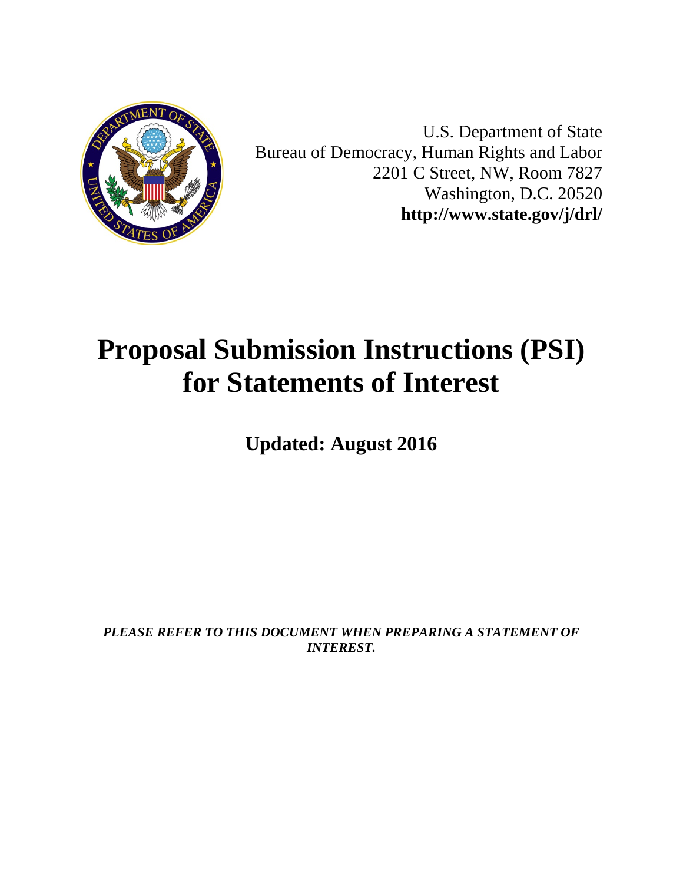U.S. Department of State
Bureau of Democracy, Human Rights and Labor
2201 C Street, NW, Room 7827
Washington, D.C. 20520
**http://www.state.gov/j/drl/**

# Proposal Submission Instructions (PSI) for Statements of Interest

**Updated: August 2016**

***PLEASE REFER TO THIS DOCUMENT WHEN PREPARING A STATEMENT OF INTEREST.***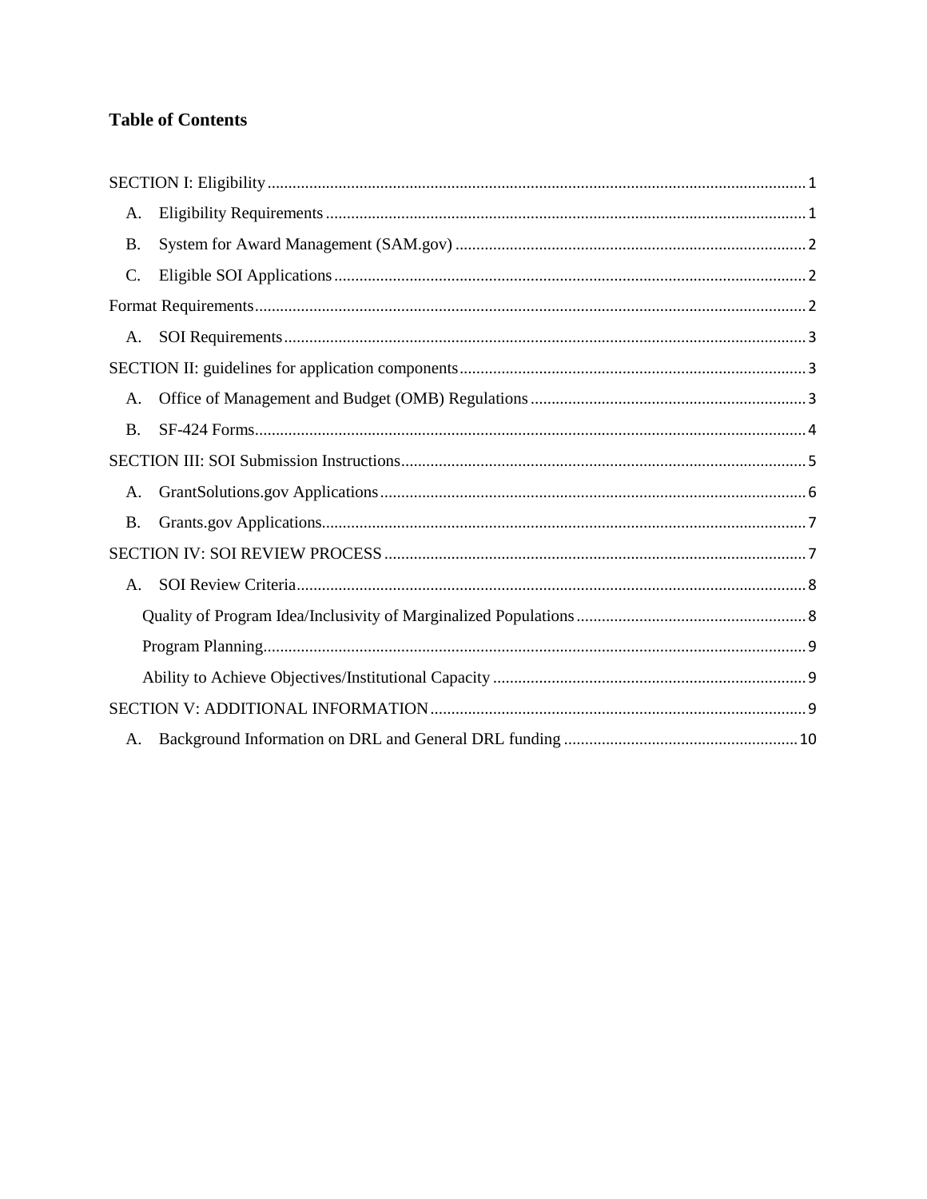# Table of Contents

SECTION I: Eligibility ..... 1

- A. Eligibility Requirements ..... 1
- B. System for Award Management (SAM.gov) ..... 2
- C. Eligible SOI Applications ..... 2

Format Requirements ..... 2

- A. SOI Requirements ..... 3

SECTION II: guidelines for application components ..... 3

- A. Office of Management and Budget (OMB) Regulations ..... 3
- B. SF-424 Forms ..... 4

SECTION III: SOI Submission Instructions ..... 5

- A. GrantSolutions.gov Applications ..... 6
- B. Grants.gov Applications ..... 7

SECTION IV: SOI REVIEW PROCESS ..... 7

- A. SOI Review Criteria ..... 8
  - Quality of Program Idea/Inclusivity of Marginalized Populations ..... 8
  - Program Planning ..... 9
  - Ability to Achieve Objectives/Institutional Capacity ..... 9

SECTION V: ADDITIONAL INFORMATION ..... 9

- A. Background Information on DRL and General DRL funding ..... 10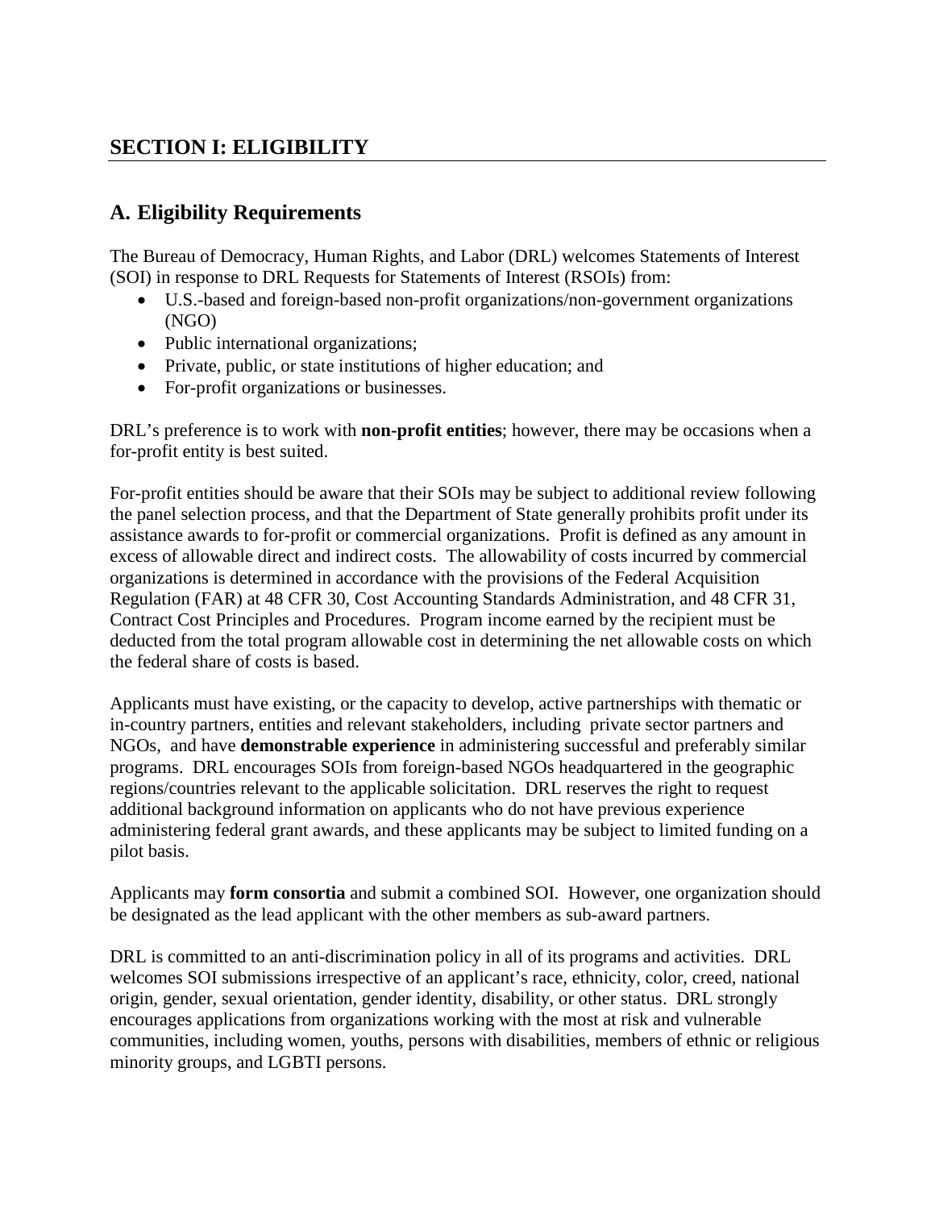## SECTION I: ELIGIBILITY

### A. Eligibility Requirements

The Bureau of Democracy, Human Rights, and Labor (DRL) welcomes Statements of Interest (SOI) in response to DRL Requests for Statements of Interest (RSOIs) from:

- U.S.-based and foreign-based non-profit organizations/non-government organizations (NGO)
- Public international organizations;
- Private, public, or state institutions of higher education; and
- For-profit organizations or businesses.

DRL's preference is to work with **non-profit entities**; however, there may be occasions when a for-profit entity is best suited.

For-profit entities should be aware that their SOIs may be subject to additional review following the panel selection process, and that the Department of State generally prohibits profit under its assistance awards to for-profit or commercial organizations. Profit is defined as any amount in excess of allowable direct and indirect costs. The allowability of costs incurred by commercial organizations is determined in accordance with the provisions of the Federal Acquisition Regulation (FAR) at 48 CFR 30, Cost Accounting Standards Administration, and 48 CFR 31, Contract Cost Principles and Procedures. Program income earned by the recipient must be deducted from the total program allowable cost in determining the net allowable costs on which the federal share of costs is based.

Applicants must have existing, or the capacity to develop, active partnerships with thematic or in-country partners, entities and relevant stakeholders, including private sector partners and NGOs, and have **demonstrable experience** in administering successful and preferably similar programs. DRL encourages SOIs from foreign-based NGOs headquartered in the geographic regions/countries relevant to the applicable solicitation. DRL reserves the right to request additional background information on applicants who do not have previous experience administering federal grant awards, and these applicants may be subject to limited funding on a pilot basis.

Applicants may **form consortia** and submit a combined SOI. However, one organization should be designated as the lead applicant with the other members as sub-award partners.

DRL is committed to an anti-discrimination policy in all of its programs and activities. DRL welcomes SOI submissions irrespective of an applicant's race, ethnicity, color, creed, national origin, gender, sexual orientation, gender identity, disability, or other status. DRL strongly encourages applications from organizations working with the most at risk and vulnerable communities, including women, youths, persons with disabilities, members of ethnic or religious minority groups, and LGBTI persons.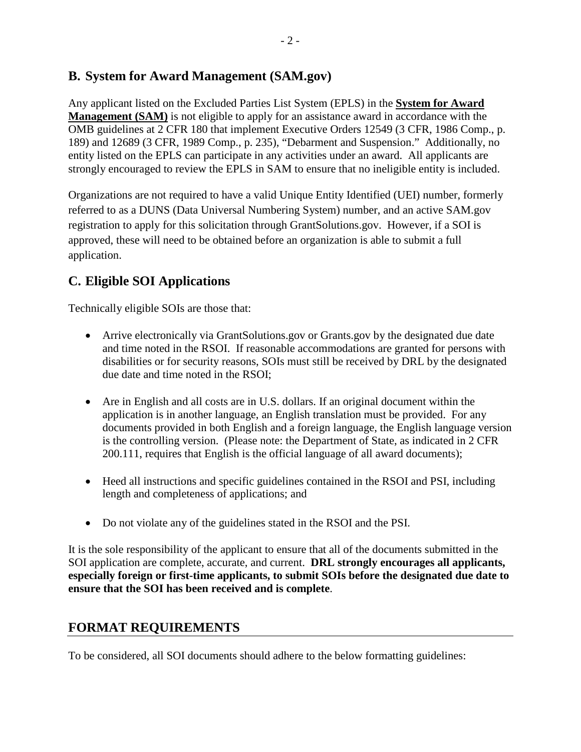## B. System for Award Management (SAM.gov)

Any applicant listed on the Excluded Parties List System (EPLS) in the **System for Award Management (SAM)** is not eligible to apply for an assistance award in accordance with the OMB guidelines at 2 CFR 180 that implement Executive Orders 12549 (3 CFR, 1986 Comp., p. 189) and 12689 (3 CFR, 1989 Comp., p. 235), "Debarment and Suspension." Additionally, no entity listed on the EPLS can participate in any activities under an award. All applicants are strongly encouraged to review the EPLS in SAM to ensure that no ineligible entity is included.

Organizations are not required to have a valid Unique Entity Identified (UEI) number, formerly referred to as a DUNS (Data Universal Numbering System) number, and an active SAM.gov registration to apply for this solicitation through GrantSolutions.gov. However, if a SOI is approved, these will need to be obtained before an organization is able to submit a full application.

## C. Eligible SOI Applications

Technically eligible SOIs are those that:

- Arrive electronically via GrantSolutions.gov or Grants.gov by the designated due date and time noted in the RSOI. If reasonable accommodations are granted for persons with disabilities or for security reasons, SOIs must still be received by DRL by the designated due date and time noted in the RSOI;

- Are in English and all costs are in U.S. dollars. If an original document within the application is in another language, an English translation must be provided. For any documents provided in both English and a foreign language, the English language version is the controlling version. (Please note: the Department of State, as indicated in 2 CFR 200.111, requires that English is the official language of all award documents);

- Heed all instructions and specific guidelines contained in the RSOI and PSI, including length and completeness of applications; and

- Do not violate any of the guidelines stated in the RSOI and the PSI.

It is the sole responsibility of the applicant to ensure that all of the documents submitted in the SOI application are complete, accurate, and current. **DRL strongly encourages all applicants, especially foreign or first-time applicants, to submit SOIs before the designated due date to ensure that the SOI has been received and is complete**.

## FORMAT REQUIREMENTS

To be considered, all SOI documents should adhere to the below formatting guidelines: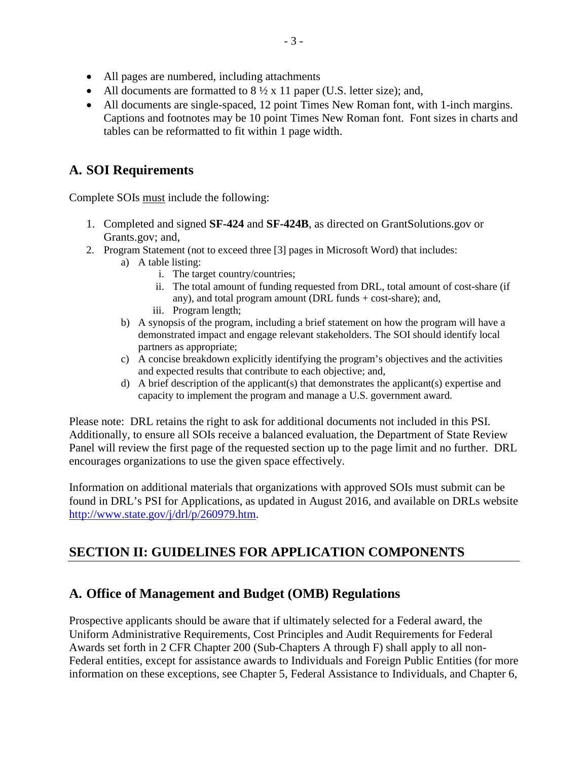- All pages are numbered, including attachments
- All documents are formatted to 8 ½ x 11 paper (U.S. letter size); and,
- All documents are single-spaced, 12 point Times New Roman font, with 1-inch margins. Captions and footnotes may be 10 point Times New Roman font. Font sizes in charts and tables can be reformatted to fit within 1 page width.

## A. SOI Requirements

Complete SOIs must include the following:

1. Completed and signed **SF-424** and **SF-424B**, as directed on GrantSolutions.gov or Grants.gov; and,
2. Program Statement (not to exceed three [3] pages in Microsoft Word) that includes:
   a) A table listing:
      i. The target country/countries;
      ii. The total amount of funding requested from DRL, total amount of cost-share (if any), and total program amount (DRL funds + cost-share); and,
      iii. Program length;
   b) A synopsis of the program, including a brief statement on how the program will have a demonstrated impact and engage relevant stakeholders. The SOI should identify local partners as appropriate;
   c) A concise breakdown explicitly identifying the program's objectives and the activities and expected results that contribute to each objective; and,
   d) A brief description of the applicant(s) that demonstrates the applicant(s) expertise and capacity to implement the program and manage a U.S. government award.

Please note: DRL retains the right to ask for additional documents not included in this PSI. Additionally, to ensure all SOIs receive a balanced evaluation, the Department of State Review Panel will review the first page of the requested section up to the page limit and no further. DRL encourages organizations to use the given space effectively.

Information on additional materials that organizations with approved SOIs must submit can be found in DRL's PSI for Applications, as updated in August 2016, and available on DRLs website http://www.state.gov/j/drl/p/260979.htm.

# SECTION II: GUIDELINES FOR APPLICATION COMPONENTS

## A. Office of Management and Budget (OMB) Regulations

Prospective applicants should be aware that if ultimately selected for a Federal award, the Uniform Administrative Requirements, Cost Principles and Audit Requirements for Federal Awards set forth in 2 CFR Chapter 200 (Sub-Chapters A through F) shall apply to all non-Federal entities, except for assistance awards to Individuals and Foreign Public Entities (for more information on these exceptions, see Chapter 5, Federal Assistance to Individuals, and Chapter 6,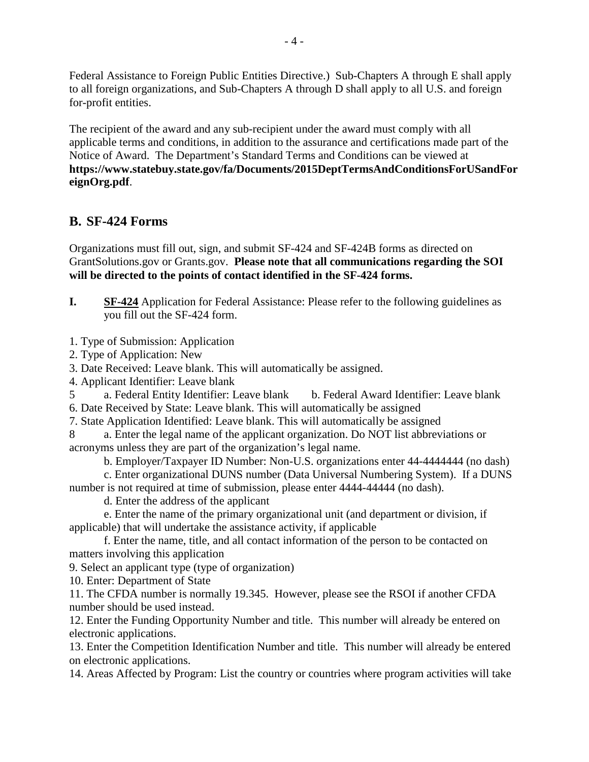Federal Assistance to Foreign Public Entities Directive.) Sub-Chapters A through E shall apply to all foreign organizations, and Sub-Chapters A through D shall apply to all U.S. and foreign for-profit entities.

The recipient of the award and any sub-recipient under the award must comply with all applicable terms and conditions, in addition to the assurance and certifications made part of the Notice of Award. The Department's Standard Terms and Conditions can be viewed at **https://www.statebuy.state.gov/fa/Documents/2015DeptTermsAndConditionsForUSandForeignOrg.pdf**.

## B. SF-424 Forms

Organizations must fill out, sign, and submit SF-424 and SF-424B forms as directed on GrantSolutions.gov or Grants.gov. **Please note that all communications regarding the SOI will be directed to the points of contact identified in the SF-424 forms.**

**I.** **SF-424** Application for Federal Assistance: Please refer to the following guidelines as you fill out the SF-424 form.

1. Type of Submission: Application
2. Type of Application: New
3. Date Received: Leave blank. This will automatically be assigned.
4. Applicant Identifier: Leave blank
5 a. Federal Entity Identifier: Leave blank b. Federal Award Identifier: Leave blank
6. Date Received by State: Leave blank. This will automatically be assigned
7. State Application Identified: Leave blank. This will automatically be assigned
8 a. Enter the legal name of the applicant organization. Do NOT list abbreviations or acronyms unless they are part of the organization's legal name.
   b. Employer/Taxpayer ID Number: Non-U.S. organizations enter 44-4444444 (no dash)
   c. Enter organizational DUNS number (Data Universal Numbering System). If a DUNS number is not required at time of submission, please enter 4444-44444 (no dash).
   d. Enter the address of the applicant
   e. Enter the name of the primary organizational unit (and department or division, if applicable) that will undertake the assistance activity, if applicable
   f. Enter the name, title, and all contact information of the person to be contacted on matters involving this application
9. Select an applicant type (type of organization)
10. Enter: Department of State
11. The CFDA number is normally 19.345. However, please see the RSOI if another CFDA number should be used instead.
12. Enter the Funding Opportunity Number and title. This number will already be entered on electronic applications.
13. Enter the Competition Identification Number and title. This number will already be entered on electronic applications.
14. Areas Affected by Program: List the country or countries where program activities will take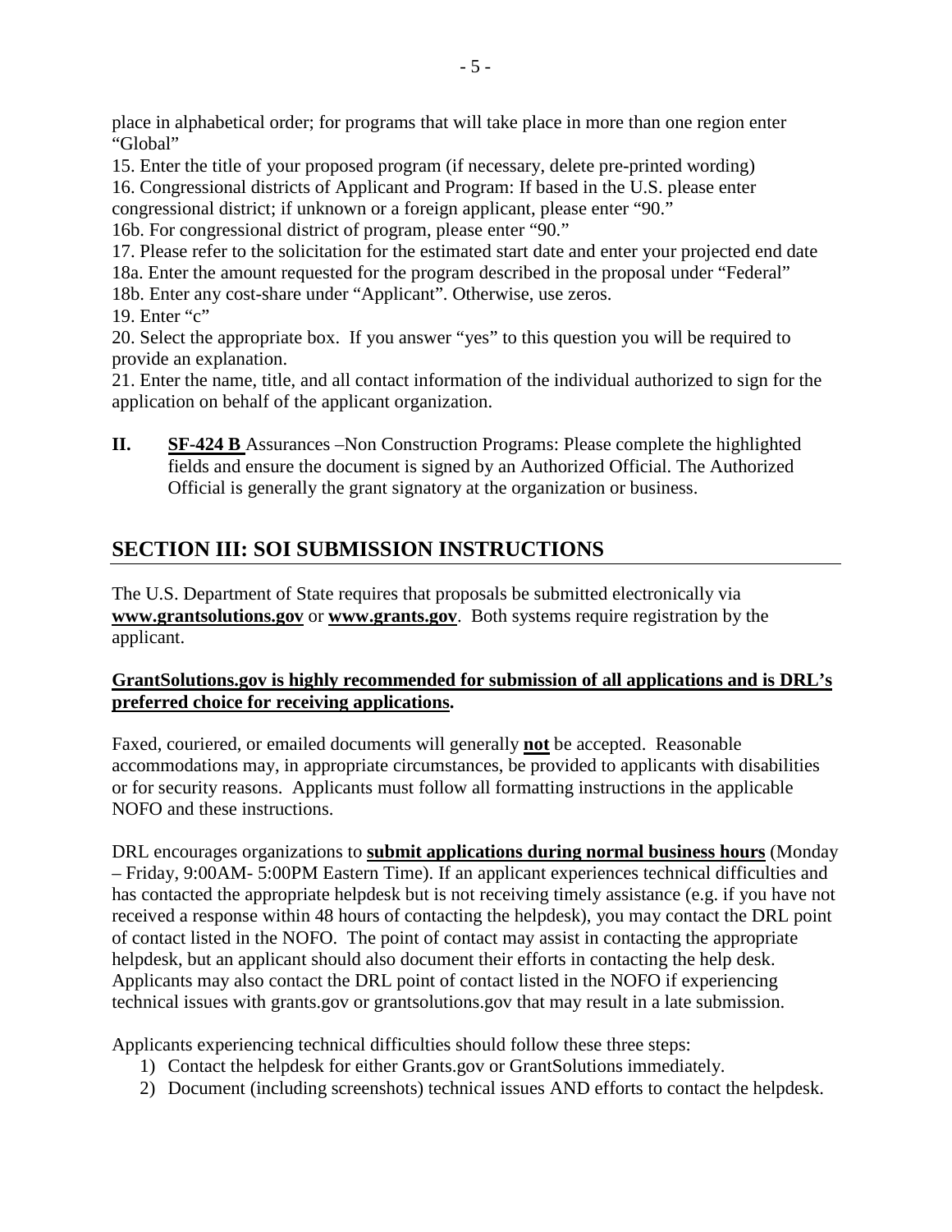place in alphabetical order; for programs that will take place in more than one region enter "Global"

15. Enter the title of your proposed program (if necessary, delete pre-printed wording)
16. Congressional districts of Applicant and Program: If based in the U.S. please enter congressional district; if unknown or a foreign applicant, please enter "90."
16b. For congressional district of program, please enter "90."
17. Please refer to the solicitation for the estimated start date and enter your projected end date
18a. Enter the amount requested for the program described in the proposal under "Federal"
18b. Enter any cost-share under "Applicant". Otherwise, use zeros.
19. Enter "c"
20. Select the appropriate box. If you answer "yes" to this question you will be required to provide an explanation.
21. Enter the name, title, and all contact information of the individual authorized to sign for the application on behalf of the applicant organization.

**II.** **SF-424 B** Assurances –Non Construction Programs: Please complete the highlighted fields and ensure the document is signed by an Authorized Official. The Authorized Official is generally the grant signatory at the organization or business.

## SECTION III: SOI SUBMISSION INSTRUCTIONS

The U.S. Department of State requires that proposals be submitted electronically via **www.grantsolutions.gov** or **www.grants.gov**. Both systems require registration by the applicant.

**GrantSolutions.gov is highly recommended for submission of all applications and is DRL's preferred choice for receiving applications.**

Faxed, couriered, or emailed documents will generally **not** be accepted. Reasonable accommodations may, in appropriate circumstances, be provided to applicants with disabilities or for security reasons. Applicants must follow all formatting instructions in the applicable NOFO and these instructions.

DRL encourages organizations to **submit applications during normal business hours** (Monday – Friday, 9:00AM- 5:00PM Eastern Time). If an applicant experiences technical difficulties and has contacted the appropriate helpdesk but is not receiving timely assistance (e.g. if you have not received a response within 48 hours of contacting the helpdesk), you may contact the DRL point of contact listed in the NOFO. The point of contact may assist in contacting the appropriate helpdesk, but an applicant should also document their efforts in contacting the help desk. Applicants may also contact the DRL point of contact listed in the NOFO if experiencing technical issues with grants.gov or grantsolutions.gov that may result in a late submission.

Applicants experiencing technical difficulties should follow these three steps:

1) Contact the helpdesk for either Grants.gov or GrantSolutions immediately.
2) Document (including screenshots) technical issues AND efforts to contact the helpdesk.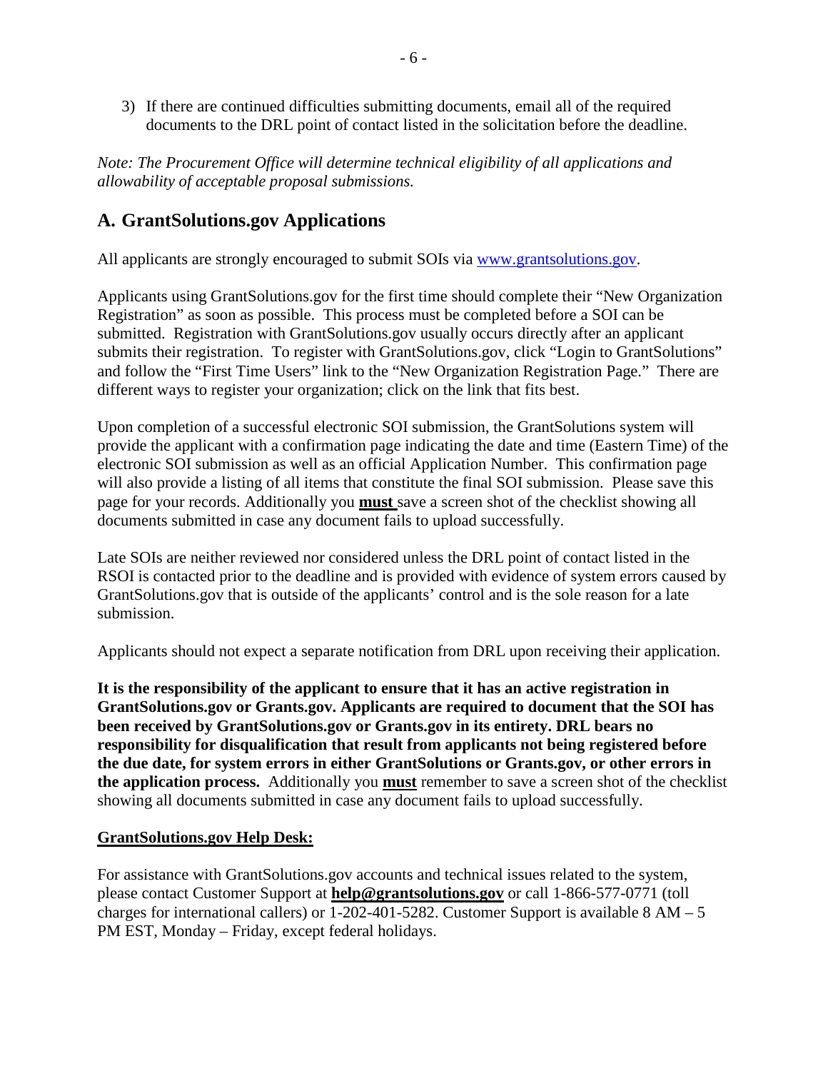3) If there are continued difficulties submitting documents, email all of the required documents to the DRL point of contact listed in the solicitation before the deadline.

*Note: The Procurement Office will determine technical eligibility of all applications and allowability of acceptable proposal submissions.*

## A. GrantSolutions.gov Applications

All applicants are strongly encouraged to submit SOIs via [www.grantsolutions.gov](www.grantsolutions.gov).

Applicants using GrantSolutions.gov for the first time should complete their "New Organization Registration" as soon as possible. This process must be completed before a SOI can be submitted. Registration with GrantSolutions.gov usually occurs directly after an applicant submits their registration. To register with GrantSolutions.gov, click "Login to GrantSolutions" and follow the "First Time Users" link to the "New Organization Registration Page." There are different ways to register your organization; click on the link that fits best.

Upon completion of a successful electronic SOI submission, the GrantSolutions system will provide the applicant with a confirmation page indicating the date and time (Eastern Time) of the electronic SOI submission as well as an official Application Number. This confirmation page will also provide a listing of all items that constitute the final SOI submission. Please save this page for your records. Additionally you **must** save a screen shot of the checklist showing all documents submitted in case any document fails to upload successfully.

Late SOIs are neither reviewed nor considered unless the DRL point of contact listed in the RSOI is contacted prior to the deadline and is provided with evidence of system errors caused by GrantSolutions.gov that is outside of the applicants' control and is the sole reason for a late submission.

Applicants should not expect a separate notification from DRL upon receiving their application.

**It is the responsibility of the applicant to ensure that it has an active registration in GrantSolutions.gov or Grants.gov. Applicants are required to document that the SOI has been received by GrantSolutions.gov or Grants.gov in its entirety. DRL bears no responsibility for disqualification that result from applicants not being registered before the due date, for system errors in either GrantSolutions or Grants.gov, or other errors in the application process.** Additionally you **must** remember to save a screen shot of the checklist showing all documents submitted in case any document fails to upload successfully.

**GrantSolutions.gov Help Desk:**

For assistance with GrantSolutions.gov accounts and technical issues related to the system, please contact Customer Support at **help@grantsolutions.gov** or call 1-866-577-0771 (toll charges for international callers) or 1-202-401-5282. Customer Support is available 8 AM – 5 PM EST, Monday – Friday, except federal holidays.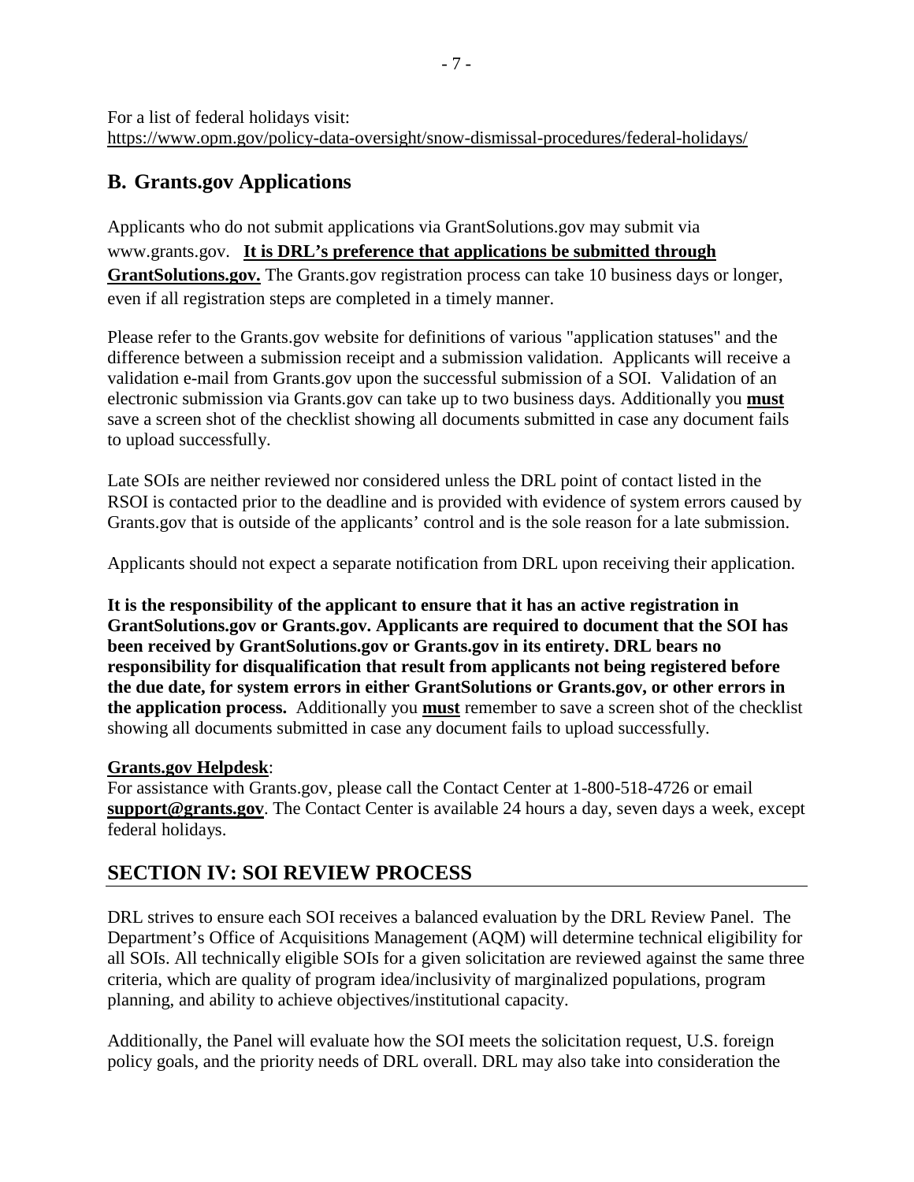For a list of federal holidays visit:
https://www.opm.gov/policy-data-oversight/snow-dismissal-procedures/federal-holidays/

## B. Grants.gov Applications

Applicants who do not submit applications via GrantSolutions.gov may submit via www.grants.gov. **It is DRL's preference that applications be submitted through GrantSolutions.gov.** The Grants.gov registration process can take 10 business days or longer, even if all registration steps are completed in a timely manner.

Please refer to the Grants.gov website for definitions of various "application statuses" and the difference between a submission receipt and a submission validation. Applicants will receive a validation e-mail from Grants.gov upon the successful submission of a SOI. Validation of an electronic submission via Grants.gov can take up to two business days. Additionally you **must** save a screen shot of the checklist showing all documents submitted in case any document fails to upload successfully.

Late SOIs are neither reviewed nor considered unless the DRL point of contact listed in the RSOI is contacted prior to the deadline and is provided with evidence of system errors caused by Grants.gov that is outside of the applicants' control and is the sole reason for a late submission.

Applicants should not expect a separate notification from DRL upon receiving their application.

**It is the responsibility of the applicant to ensure that it has an active registration in GrantSolutions.gov or Grants.gov. Applicants are required to document that the SOI has been received by GrantSolutions.gov or Grants.gov in its entirety. DRL bears no responsibility for disqualification that result from applicants not being registered before the due date, for system errors in either GrantSolutions or Grants.gov, or other errors in the application process.** Additionally you **must** remember to save a screen shot of the checklist showing all documents submitted in case any document fails to upload successfully.

**Grants.gov Helpdesk**:
For assistance with Grants.gov, please call the Contact Center at 1-800-518-4726 or email **support@grants.gov**. The Contact Center is available 24 hours a day, seven days a week, except federal holidays.

## SECTION IV: SOI REVIEW PROCESS

DRL strives to ensure each SOI receives a balanced evaluation by the DRL Review Panel. The Department's Office of Acquisitions Management (AQM) will determine technical eligibility for all SOIs. All technically eligible SOIs for a given solicitation are reviewed against the same three criteria, which are quality of program idea/inclusivity of marginalized populations, program planning, and ability to achieve objectives/institutional capacity.

Additionally, the Panel will evaluate how the SOI meets the solicitation request, U.S. foreign policy goals, and the priority needs of DRL overall. DRL may also take into consideration the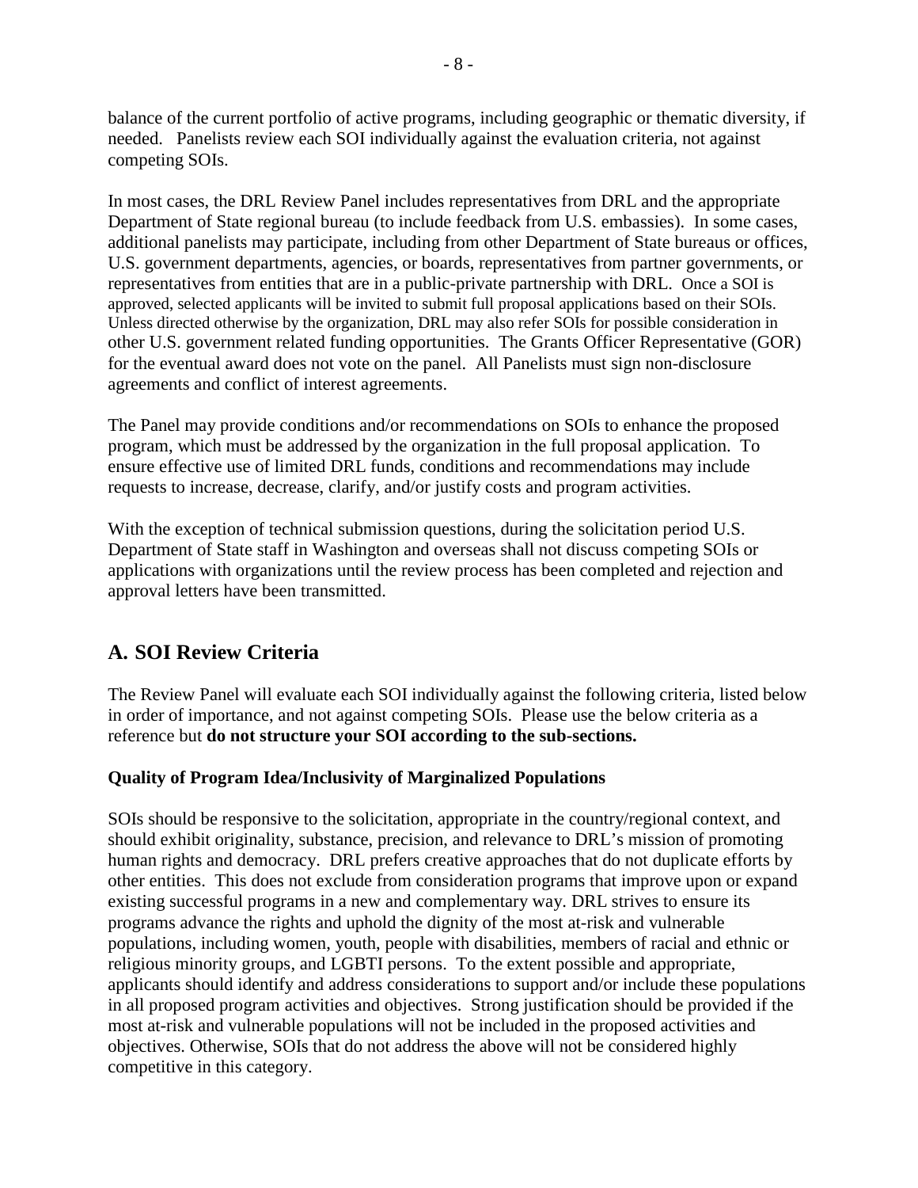balance of the current portfolio of active programs, including geographic or thematic diversity, if needed. Panelists review each SOI individually against the evaluation criteria, not against competing SOIs.

In most cases, the DRL Review Panel includes representatives from DRL and the appropriate Department of State regional bureau (to include feedback from U.S. embassies). In some cases, additional panelists may participate, including from other Department of State bureaus or offices, U.S. government departments, agencies, or boards, representatives from partner governments, or representatives from entities that are in a public-private partnership with DRL. Once a SOI is approved, selected applicants will be invited to submit full proposal applications based on their SOIs. Unless directed otherwise by the organization, DRL may also refer SOIs for possible consideration in other U.S. government related funding opportunities. The Grants Officer Representative (GOR) for the eventual award does not vote on the panel. All Panelists must sign non-disclosure agreements and conflict of interest agreements.

The Panel may provide conditions and/or recommendations on SOIs to enhance the proposed program, which must be addressed by the organization in the full proposal application. To ensure effective use of limited DRL funds, conditions and recommendations may include requests to increase, decrease, clarify, and/or justify costs and program activities.

With the exception of technical submission questions, during the solicitation period U.S. Department of State staff in Washington and overseas shall not discuss competing SOIs or applications with organizations until the review process has been completed and rejection and approval letters have been transmitted.

## A. SOI Review Criteria

The Review Panel will evaluate each SOI individually against the following criteria, listed below in order of importance, and not against competing SOIs. Please use the below criteria as a reference but **do not structure your SOI according to the sub-sections.**

**Quality of Program Idea/Inclusivity of Marginalized Populations**

SOIs should be responsive to the solicitation, appropriate in the country/regional context, and should exhibit originality, substance, precision, and relevance to DRL's mission of promoting human rights and democracy. DRL prefers creative approaches that do not duplicate efforts by other entities. This does not exclude from consideration programs that improve upon or expand existing successful programs in a new and complementary way. DRL strives to ensure its programs advance the rights and uphold the dignity of the most at-risk and vulnerable populations, including women, youth, people with disabilities, members of racial and ethnic or religious minority groups, and LGBTI persons. To the extent possible and appropriate, applicants should identify and address considerations to support and/or include these populations in all proposed program activities and objectives. Strong justification should be provided if the most at-risk and vulnerable populations will not be included in the proposed activities and objectives. Otherwise, SOIs that do not address the above will not be considered highly competitive in this category.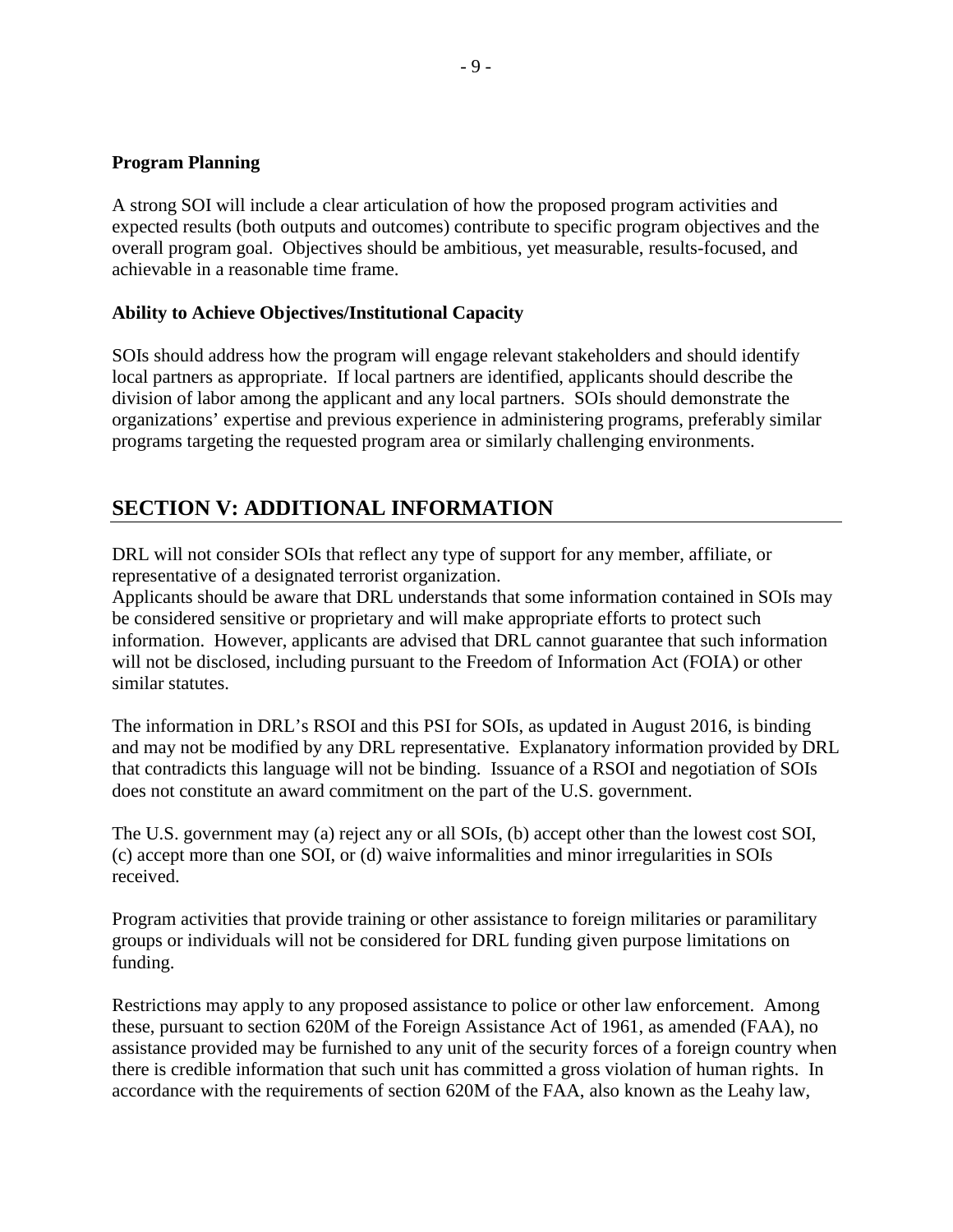**Program Planning**

A strong SOI will include a clear articulation of how the proposed program activities and expected results (both outputs and outcomes) contribute to specific program objectives and the overall program goal. Objectives should be ambitious, yet measurable, results-focused, and achievable in a reasonable time frame.

**Ability to Achieve Objectives/Institutional Capacity**

SOIs should address how the program will engage relevant stakeholders and should identify local partners as appropriate. If local partners are identified, applicants should describe the division of labor among the applicant and any local partners. SOIs should demonstrate the organizations' expertise and previous experience in administering programs, preferably similar programs targeting the requested program area or similarly challenging environments.

## SECTION V: ADDITIONAL INFORMATION

DRL will not consider SOIs that reflect any type of support for any member, affiliate, or representative of a designated terrorist organization.
Applicants should be aware that DRL understands that some information contained in SOIs may be considered sensitive or proprietary and will make appropriate efforts to protect such information. However, applicants are advised that DRL cannot guarantee that such information will not be disclosed, including pursuant to the Freedom of Information Act (FOIA) or other similar statutes.

The information in DRL's RSOI and this PSI for SOIs, as updated in August 2016, is binding and may not be modified by any DRL representative. Explanatory information provided by DRL that contradicts this language will not be binding. Issuance of a RSOI and negotiation of SOIs does not constitute an award commitment on the part of the U.S. government.

The U.S. government may (a) reject any or all SOIs, (b) accept other than the lowest cost SOI, (c) accept more than one SOI, or (d) waive informalities and minor irregularities in SOIs received.

Program activities that provide training or other assistance to foreign militaries or paramilitary groups or individuals will not be considered for DRL funding given purpose limitations on funding.

Restrictions may apply to any proposed assistance to police or other law enforcement. Among these, pursuant to section 620M of the Foreign Assistance Act of 1961, as amended (FAA), no assistance provided may be furnished to any unit of the security forces of a foreign country when there is credible information that such unit has committed a gross violation of human rights. In accordance with the requirements of section 620M of the FAA, also known as the Leahy law,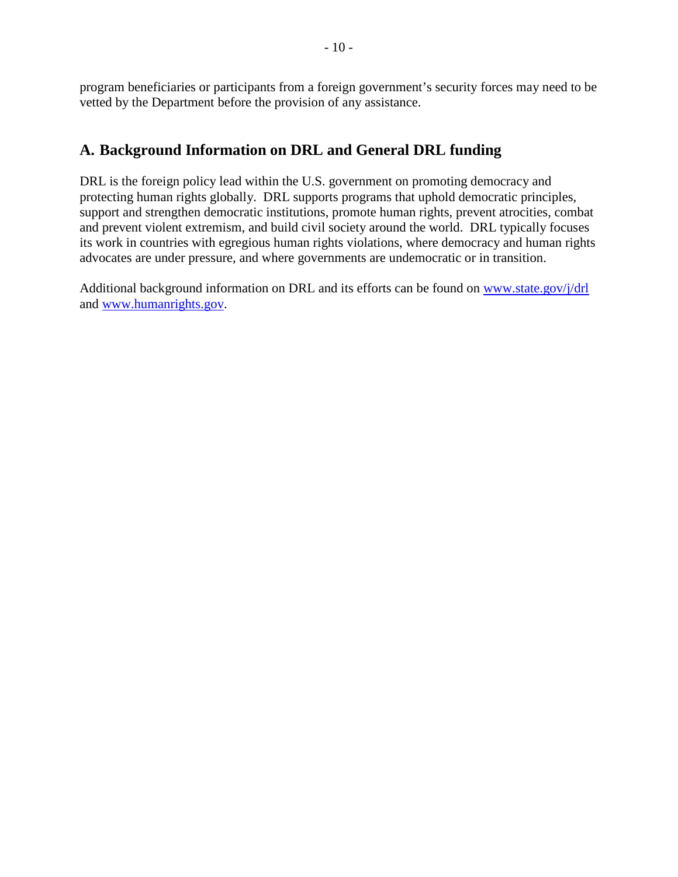program beneficiaries or participants from a foreign government's security forces may need to be vetted by the Department before the provision of any assistance.

## A. Background Information on DRL and General DRL funding

DRL is the foreign policy lead within the U.S. government on promoting democracy and protecting human rights globally. DRL supports programs that uphold democratic principles, support and strengthen democratic institutions, promote human rights, prevent atrocities, combat and prevent violent extremism, and build civil society around the world. DRL typically focuses its work in countries with egregious human rights violations, where democracy and human rights advocates are under pressure, and where governments are undemocratic or in transition.

Additional background information on DRL and its efforts can be found on [www.state.gov/j/drl](http://www.state.gov/j/drl) and [www.humanrights.gov](http://www.humanrights.gov).